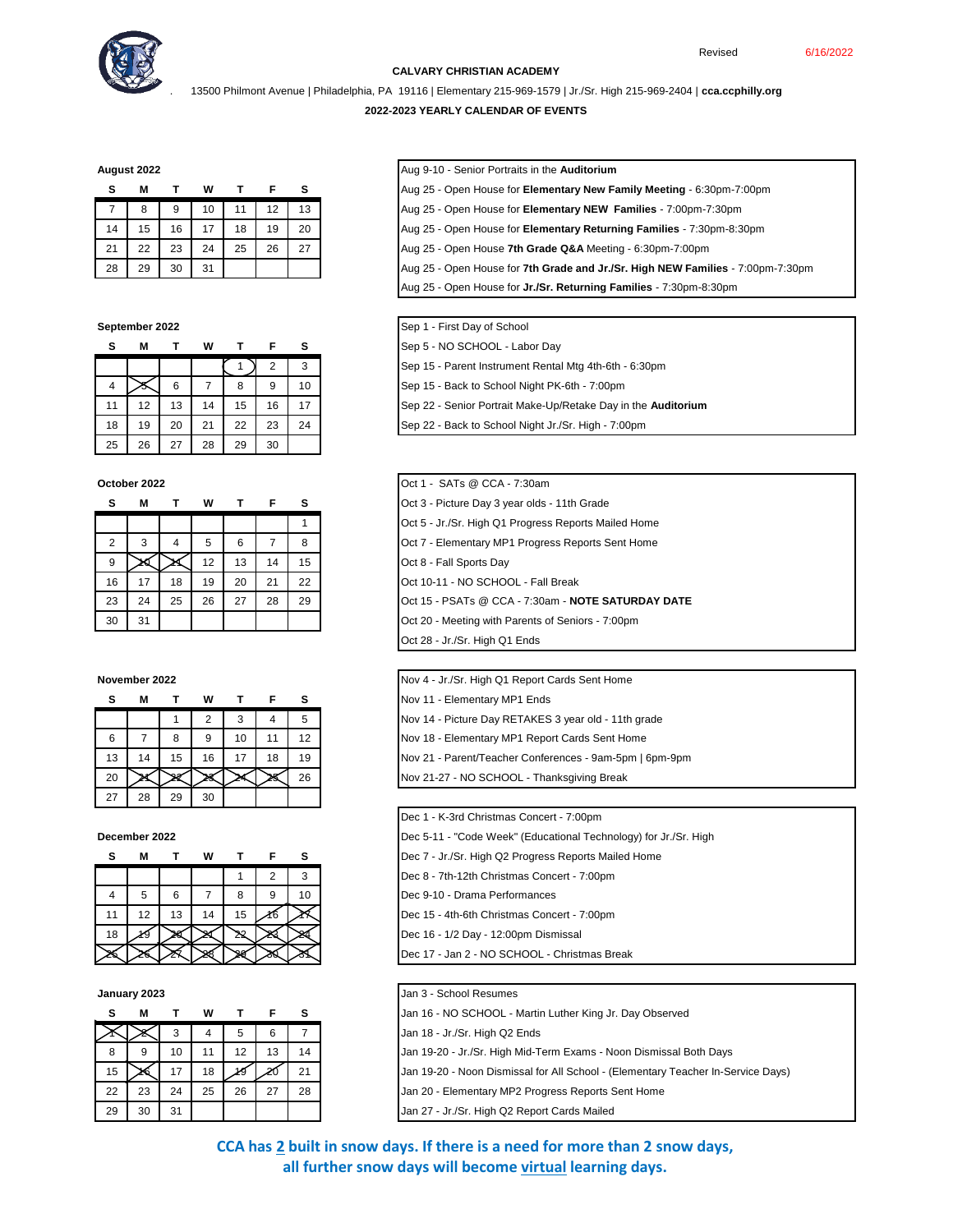Revised 6/16/2022

**CALVARY CHRISTIAN ACADEMY**

13500 Philmont Avenue | Philadelphia, PA 19116 | Elementary 215-969-1579 | Jr./Sr. High 215-969-2404 | **cca.ccphilly.org**

**2022-2023 YEARLY CALENDAR OF EVENTS**

**August 2022**

| S | M | T | W | T | F | S |
|---|---|---|---|---|---|---|
| 7 | 8 | 9 | 10 | 11 | 12 | 13 |
| 14 | 15 | 16 | 17 | 18 | 19 | 20 |
| 21 | 22 | 23 | 24 | 25 | 26 | 27 |
| 28 | 29 | 30 | 31 | | | |

- Aug 9-10 - Senior Portraits in the **Auditorium**
- Aug 25 - Open House for **Elementary New Family Meeting** - 6:30pm-7:00pm
- Aug 25 - Open House for **Elementary NEW Families** - 7:00pm-7:30pm
- Aug 25 - Open House for **Elementary Returning Families** - 7:30pm-8:30pm
- Aug 25 - Open House **7th Grade Q&A** Meeting - 6:30pm-7:00pm
- Aug 25 - Open House for **7th Grade and Jr./Sr. High NEW Families** - 7:00pm-7:30pm
- Aug 25 - Open House for **Jr./Sr. Returning Families** - 7:30pm-8:30pm

**September 2022**

| S | M | T | W | T | F | S |
|---|---|---|---|---|---|---|
| | | | | 1 | 2 | 3 |
| 4 | ~~5~~ | 6 | 7 | 8 | 9 | 10 |
| 11 | 12 | 13 | 14 | 15 | 16 | 17 |
| 18 | 19 | 20 | 21 | 22 | 23 | 24 |
| 25 | 26 | 27 | 28 | 29 | 30 | |

- Sep 1 - First Day of School
- Sep 5 - NO SCHOOL - Labor Day
- Sep 15 - Parent Instrument Rental Mtg 4th-6th - 6:30pm
- Sep 15 - Back to School Night PK-6th - 7:00pm
- Sep 22 - Senior Portrait Make-Up/Retake Day in the **Auditorium**
- Sep 22 - Back to School Night Jr./Sr. High - 7:00pm

**October 2022**

| S | M | T | W | T | F | S |
|---|---|---|---|---|---|---|
| | | | | | | 1 |
| 2 | 3 | 4 | 5 | 6 | 7 | 8 |
| 9 | ~~10~~ | ~~11~~ | 12 | 13 | 14 | 15 |
| 16 | 17 | 18 | 19 | 20 | 21 | 22 |
| 23 | 24 | 25 | 26 | 27 | 28 | 29 |
| 30 | 31 | | | | | |

- Oct 1 - SATs @ CCA - 7:30am
- Oct 3 - Picture Day 3 year olds - 11th Grade
- Oct 5 - Jr./Sr. High Q1 Progress Reports Mailed Home
- Oct 7 - Elementary MP1 Progress Reports Sent Home
- Oct 8 - Fall Sports Day
- Oct 10-11 - NO SCHOOL - Fall Break
- Oct 15 - PSATs @ CCA - 7:30am - **NOTE SATURDAY DATE**
- Oct 20 - Meeting with Parents of Seniors - 7:00pm
- Oct 28 - Jr./Sr. High Q1 Ends

**November 2022**

| S | M | T | W | T | F | S |
|---|---|---|---|---|---|---|
| | | 1 | 2 | 3 | 4 | 5 |
| 6 | 7 | 8 | 9 | 10 | 11 | 12 |
| 13 | 14 | 15 | 16 | 17 | 18 | 19 |
| 20 | ~~21~~ | ~~22~~ | ~~23~~ | ~~24~~ | ~~25~~ | 26 |
| 27 | 28 | 29 | 30 | | | |

- Nov 4 - Jr./Sr. High Q1 Report Cards Sent Home
- Nov 11 - Elementary MP1 Ends
- Nov 14 - Picture Day RETAKES 3 year old - 11th grade
- Nov 18 - Elementary MP1 Report Cards Sent Home
- Nov 21 - Parent/Teacher Conferences - 9am-5pm | 6pm-9pm
- Nov 21-27 - NO SCHOOL - Thanksgiving Break

**December 2022**

| S | M | T | W | T | F | S |
|---|---|---|---|---|---|---|
| | | | | 1 | 2 | 3 |
| 4 | 5 | 6 | 7 | 8 | 9 | 10 |
| 11 | 12 | 13 | 14 | 15 | ~~16~~ | ~~17~~ |
| 18 | ~~19~~ | ~~20~~ | ~~21~~ | ~~22~~ | ~~23~~ | ~~24~~ |
| ~~25~~ | ~~26~~ | ~~27~~ | ~~28~~ | ~~29~~ | ~~30~~ | ~~31~~ |

- Dec 1 - K-3rd Christmas Concert - 7:00pm
- Dec 5-11 - "Code Week" (Educational Technology) for Jr./Sr. High
- Dec 7 - Jr./Sr. High Q2 Progress Reports Mailed Home
- Dec 8 - 7th-12th Christmas Concert - 7:00pm
- Dec 9-10 - Drama Performances
- Dec 15 - 4th-6th Christmas Concert - 7:00pm
- Dec 16 - 1/2 Day - 12:00pm Dismissal
- Dec 17 - Jan 2 - NO SCHOOL - Christmas Break

**January 2023**

| S | M | T | W | T | F | S |
|---|---|---|---|---|---|---|
| ~~1~~ | ~~2~~ | 3 | 4 | 5 | 6 | 7 |
| 8 | 9 | 10 | 11 | 12 | 13 | 14 |
| 15 | ~~16~~ | 17 | 18 | ~~19~~ | ~~20~~ | 21 |
| 22 | 23 | 24 | 25 | 26 | 27 | 28 |
| 29 | 30 | 31 | | | | |

- Jan 3 - School Resumes
- Jan 16 - NO SCHOOL - Martin Luther King Jr. Day Observed
- Jan 18 - Jr./Sr. High Q2 Ends
- Jan 19-20 - Jr./Sr. High Mid-Term Exams - Noon Dismissal Both Days
- Jan 19-20 - Noon Dismissal for All School - (Elementary Teacher In-Service Days)
- Jan 20 - Elementary MP2 Progress Reports Sent Home
- Jan 27 - Jr./Sr. High Q2 Report Cards Mailed

**CCA has 2 built in snow days. If there is a need for more than 2 snow days, all further snow days will become virtual learning days.**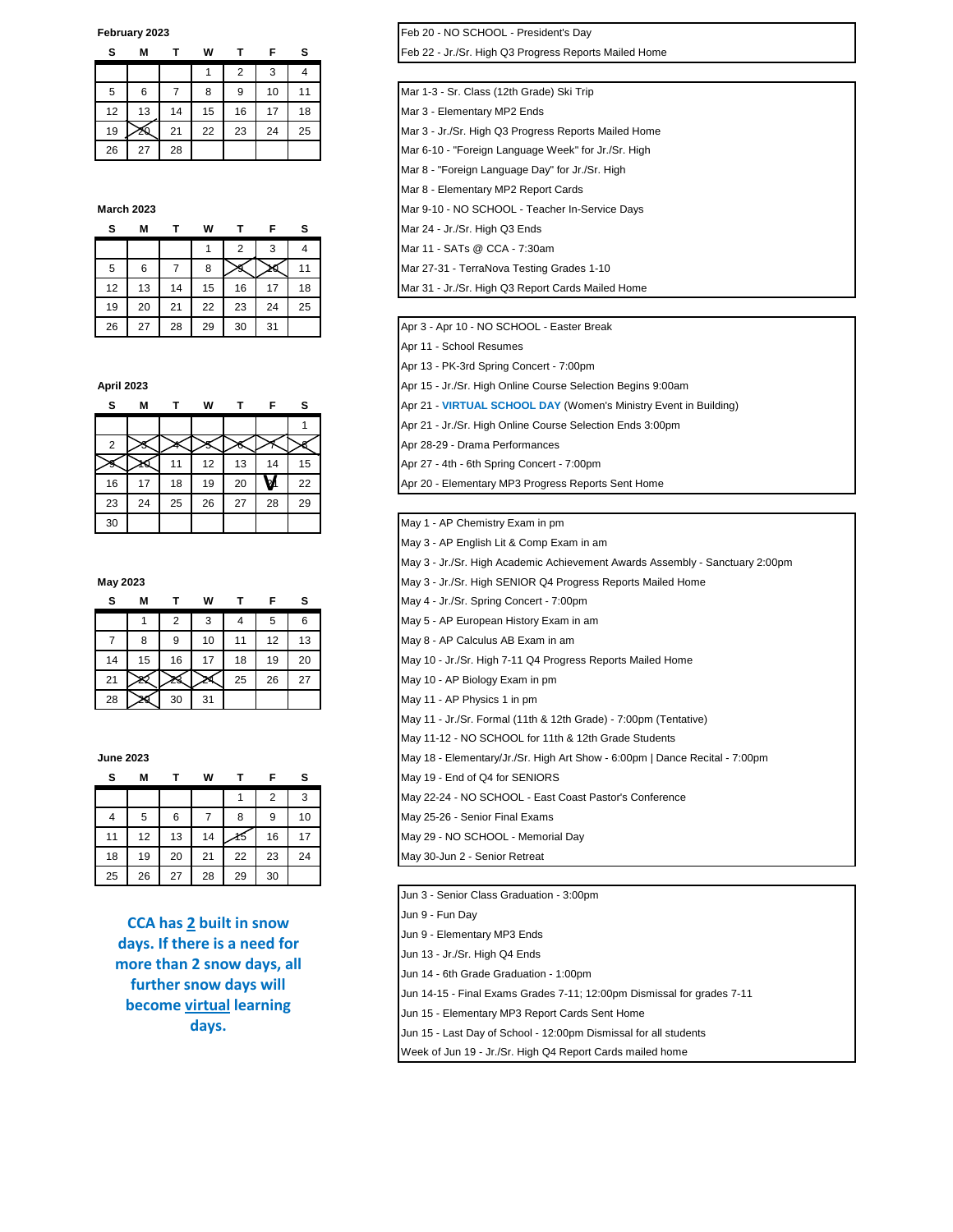**February 2023**

| S | M | T | W | T | F | S |
|---|---|---|---|---|---|---|
| | | | 1 | 2 | 3 | 4 |
| 5 | 6 | 7 | 8 | 9 | 10 | 11 |
| 12 | 13 | 14 | 15 | 16 | 17 | 18 |
| 19 | 20 | 21 | 22 | 23 | 24 | 25 |
| 26 | 27 | 28 | | | | |

- Feb 20 - NO SCHOOL - President's Day
- Feb 22 - Jr./Sr. High Q3 Progress Reports Mailed Home

**March 2023**

| S | M | T | W | T | F | S |
|---|---|---|---|---|---|---|
| | | | 1 | 2 | 3 | 4 |
| 5 | 6 | 7 | 8 | 9 | 10 | 11 |
| 12 | 13 | 14 | 15 | 16 | 17 | 18 |
| 19 | 20 | 21 | 22 | 23 | 24 | 25 |
| 26 | 27 | 28 | 29 | 30 | 31 | |

- Mar 1-3 - Sr. Class (12th Grade) Ski Trip
- Mar 3 - Elementary MP2 Ends
- Mar 3 - Jr./Sr. High Q3 Progress Reports Mailed Home
- Mar 6-10 - "Foreign Language Week" for Jr./Sr. High
- Mar 8 - "Foreign Language Day" for Jr./Sr. High
- Mar 8 - Elementary MP2 Report Cards
- Mar 9-10 - NO SCHOOL - Teacher In-Service Days
- Mar 24 - Jr./Sr. High Q3 Ends
- Mar 11 - SATs @ CCA - 7:30am
- Mar 27-31 - TerraNova Testing Grades 1-10
- Mar 31 - Jr./Sr. High Q3 Report Cards Mailed Home

**April 2023**

| S | M | T | W | T | F | S |
|---|---|---|---|---|---|---|
| | | | | | | 1 |
| 2 | 3 | 4 | 5 | 6 | 7 | 8 |
| 9 | 10 | 11 | 12 | 13 | 14 | 15 |
| 16 | 17 | 18 | 19 | 20 | V 21 | 22 |
| 23 | 24 | 25 | 26 | 27 | 28 | 29 |
| 30 | | | | | | |

- Apr 3 - Apr 10 - NO SCHOOL - Easter Break
- Apr 11 - School Resumes
- Apr 13 - PK-3rd Spring Concert - 7:00pm
- Apr 15 - Jr./Sr. High Online Course Selection Begins 9:00am
- Apr 21 - **VIRTUAL SCHOOL DAY** (Women's Ministry Event in Building)
- Apr 21 - Jr./Sr. High Online Course Selection Ends 3:00pm
- Apr 28-29 - Drama Performances
- Apr 27 - 4th - 6th Spring Concert - 7:00pm
- Apr 20 - Elementary MP3 Progress Reports Sent Home

**May 2023**

| S | M | T | W | T | F | S |
|---|---|---|---|---|---|---|
| | 1 | 2 | 3 | 4 | 5 | 6 |
| 7 | 8 | 9 | 10 | 11 | 12 | 13 |
| 14 | 15 | 16 | 17 | 18 | 19 | 20 |
| 21 | 22 | 23 | 24 | 25 | 26 | 27 |
| 28 | 29 | 30 | 31 | | | |

- May 1 - AP Chemistry Exam in pm
- May 3 - AP English Lit & Comp Exam in am
- May 3 - Jr./Sr. High Academic Achievement Awards Assembly - Sanctuary 2:00pm
- May 3 - Jr./Sr. High SENIOR Q4 Progress Reports Mailed Home
- May 4 - Jr./Sr. Spring Concert - 7:00pm
- May 5 - AP European History Exam in am
- May 8 - AP Calculus AB Exam in am
- May 10 - Jr./Sr. High 7-11 Q4 Progress Reports Mailed Home
- May 10 - AP Biology Exam in pm
- May 11 - AP Physics 1 in pm
- May 11 - Jr./Sr. Formal (11th & 12th Grade) - 7:00pm (Tentative)
- May 11-12 - NO SCHOOL for 11th & 12th Grade Students
- May 18 - Elementary/Jr./Sr. High Art Show - 6:00pm | Dance Recital - 7:00pm
- May 19 - End of Q4 for SENIORS
- May 22-24 - NO SCHOOL - East Coast Pastor's Conference
- May 25-26 - Senior Final Exams
- May 29 - NO SCHOOL - Memorial Day
- May 30-Jun 2 - Senior Retreat

**June 2023**

| S | M | T | W | T | F | S |
|---|---|---|---|---|---|---|
| | | | | 1 | 2 | 3 |
| 4 | 5 | 6 | 7 | 8 | 9 | 10 |
| 11 | 12 | 13 | 14 | 15 | 16 | 17 |
| 18 | 19 | 20 | 21 | 22 | 23 | 24 |
| 25 | 26 | 27 | 28 | 29 | 30 | |

- Jun 3 - Senior Class Graduation - 3:00pm
- Jun 9 - Fun Day
- Jun 9 - Elementary MP3 Ends
- Jun 13 - Jr./Sr. High Q4 Ends
- Jun 14 - 6th Grade Graduation - 1:00pm
- Jun 14-15 - Final Exams Grades 7-11; 12:00pm Dismissal for grades 7-11
- Jun 15 - Elementary MP3 Report Cards Sent Home
- Jun 15 - Last Day of School - 12:00pm Dismissal for all students
- Week of Jun 19 - Jr./Sr. High Q4 Report Cards mailed home

**CCA has 2 built in snow days. If there is a need for more than 2 snow days, all further snow days will become virtual learning days.**